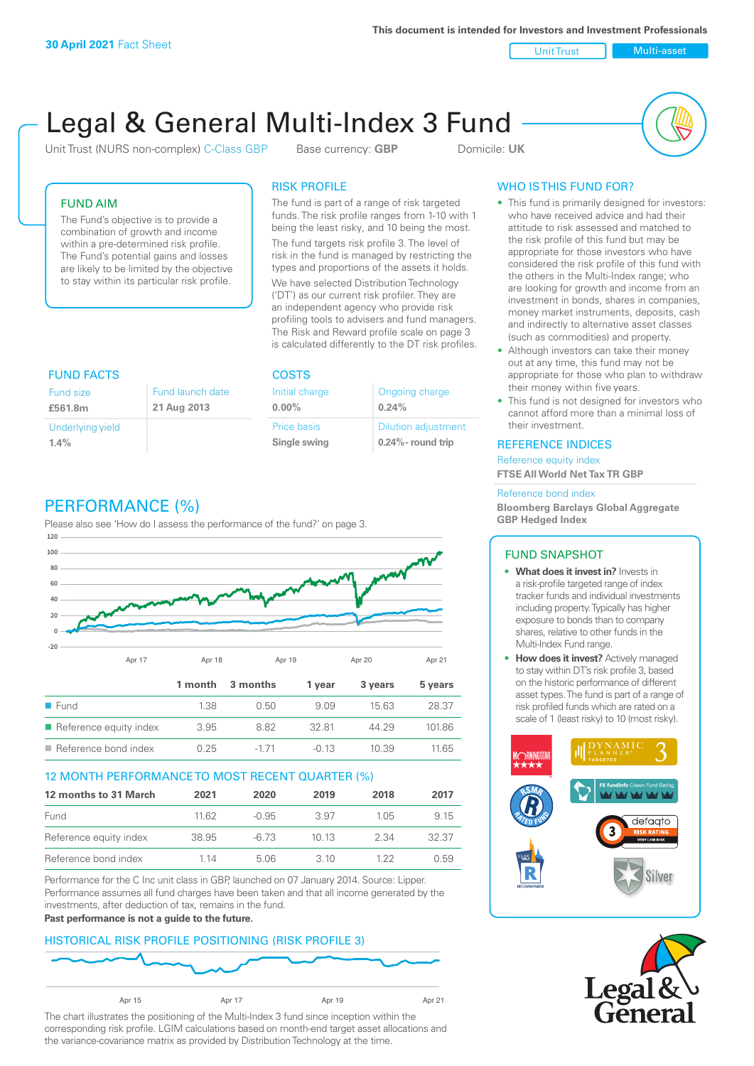30 April 2021 Fact Sheet

This document is intended for Investors and Investment Professionals

Unit Trust | Multi-asset

# Legal & General Multi-Index 3 Fund

Unit Trust (NURS non-complex) C-Class GBP    Base currency: **GBP**    Domicile: **UK**

## FUND AIM

The Fund's objective is to provide a combination of growth and income within a pre-determined risk profile. The Fund's potential gains and losses are likely to be limited by the objective to stay within its particular risk profile.

## RISK PROFILE

The fund is part of a range of risk targeted funds. The risk profile ranges from 1-10 with 1 being the least risky, and 10 being the most.

The fund targets risk profile 3. The level of risk in the fund is managed by restricting the types and proportions of the assets it holds.

We have selected Distribution Technology ('DT') as our current risk profiler. They are an independent agency who provide risk profiling tools to advisers and fund managers. The Risk and Reward profile scale on page 3 is calculated differently to the DT risk profiles.

## FUND FACTS

| Fund size | Fund launch date |
|---|---|
| **£561.8m** | **21 Aug 2013** |
| Underlying yield | |
| **1.4%** | |

## COSTS

| Initial charge | Ongoing charge |
|---|---|
| **0.00%** | **0.24%** |
| Price basis | Dilution adjustment |
| **Single swing** | **0.24%- round trip** |

## WHO IS THIS FUND FOR?

- This fund is primarily designed for investors: who have received advice and had their attitude to risk assessed and matched to the risk profile of this fund but may be appropriate for those investors who have considered the risk profile of this fund with the others in the Multi-Index range; who are looking for growth and income from an investment in bonds, shares in companies, money market instruments, deposits, cash and indirectly to alternative asset classes (such as commodities) and property.
- Although investors can take their money out at any time, this fund may not be appropriate for those who plan to withdraw their money within five years.
- This fund is not designed for investors who cannot afford more than a minimal loss of their investment.

## REFERENCE INDICES

Reference equity index
**FTSE All World Net Tax TR GBP**

Reference bond index
**Bloomberg Barclays Global Aggregate GBP Hedged Index**

## PERFORMANCE (%)

Please also see 'How do I assess the performance of the fund?' on page 3.

| | 1 month | 3 months | 1 year | 3 years | 5 years |
|---|---|---|---|---|---|
| Fund | 1.38 | 0.50 | 9.09 | 15.63 | 28.37 |
| Reference equity index | 3.95 | 8.82 | 32.81 | 44.29 | 101.86 |
| Reference bond index | 0.25 | -1.71 | -0.13 | 10.39 | 11.65 |

## 12 MONTH PERFORMANCE TO MOST RECENT QUARTER (%)

| 12 months to 31 March | 2021 | 2020 | 2019 | 2018 | 2017 |
|---|---|---|---|---|---|
| Fund | 11.62 | -0.95 | 3.97 | 1.05 | 9.15 |
| Reference equity index | 38.95 | -6.73 | 10.13 | 2.34 | 32.37 |
| Reference bond index | 1.14 | 5.06 | 3.10 | 1.22 | 0.59 |

Performance for the C Inc unit class in GBP, launched on 07 January 2014. Source: Lipper. Performance assumes all fund charges have been taken and that all income generated by the investments, after deduction of tax, remains in the fund.

**Past performance is not a guide to the future.**

## HISTORICAL RISK PROFILE POSITIONING (RISK PROFILE 3)

The chart illustrates the positioning of the Multi-Index 3 fund since inception within the corresponding risk profile. LGIM calculations based on month-end target asset allocations and the variance-covariance matrix as provided by Distribution Technology at the time.

## FUND SNAPSHOT

- **What does it invest in?** Invests in a risk-profile targeted range of index tracker funds and individual investments including property. Typically has higher exposure to bonds than to company shares, relative to other funds in the Multi-Index Fund range.
- **How does it invest?** Actively managed to stay within DT's risk profile 3, based on the historic performance of different asset types. The fund is part of a range of risk profiled funds which are rated on a scale of 1 (least risky) to 10 (most risky).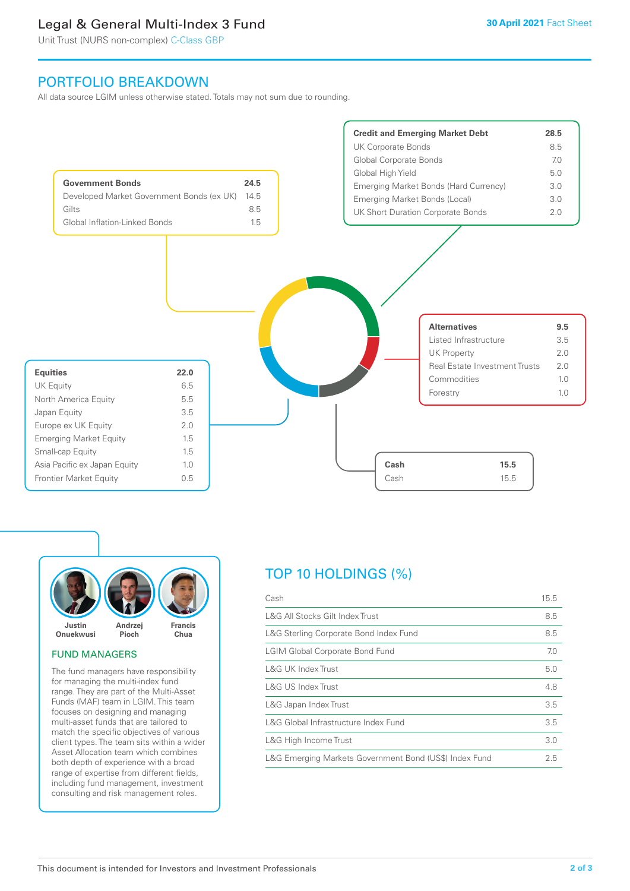# Legal & General Multi-Index 3 Fund

Unit Trust (NURS non-complex) C-Class GBP

**30 April 2021** Fact Sheet

## PORTFOLIO BREAKDOWN

All data source LGIM unless otherwise stated. Totals may not sum due to rounding.

| Government Bonds | 24.5 |
| --- | --- |
| Developed Market Government Bonds (ex UK) | 14.5 |
| Gilts | 8.5 |
| Global Inflation-Linked Bonds | 1.5 |

| Credit and Emerging Market Debt | 28.5 |
| --- | --- |
| UK Corporate Bonds | 8.5 |
| Global Corporate Bonds | 7.0 |
| Global High Yield | 5.0 |
| Emerging Market Bonds (Hard Currency) | 3.0 |
| Emerging Market Bonds (Local) | 3.0 |
| UK Short Duration Corporate Bonds | 2.0 |

| Alternatives | 9.5 |
| --- | --- |
| Listed Infrastructure | 3.5 |
| UK Property | 2.0 |
| Real Estate Investment Trusts | 2.0 |
| Commodities | 1.0 |
| Forestry | 1.0 |

| Equities | 22.0 |
| --- | --- |
| UK Equity | 6.5 |
| North America Equity | 5.5 |
| Japan Equity | 3.5 |
| Europe ex UK Equity | 2.0 |
| Emerging Market Equity | 1.5 |
| Small-cap Equity | 1.5 |
| Asia Pacific ex Japan Equity | 1.0 |
| Frontier Market Equity | 0.5 |

| Cash | 15.5 |
| --- | --- |
| Cash | 15.5 |

Justin Onuekwusi, Andrzej Pioch, Francis Chua

## FUND MANAGERS

The fund managers have responsibility for managing the multi-index fund range. They are part of the Multi-Asset Funds (MAF) team in LGIM. This team focuses on designing and managing multi-asset funds that are tailored to match the specific objectives of various client types. The team sits within a wider Asset Allocation team which combines both depth of experience with a broad range of expertise from different fields, including fund management, investment consulting and risk management roles.

## TOP 10 HOLDINGS (%)

| Holding | % |
| --- | --- |
| Cash | 15.5 |
| L&G All Stocks Gilt Index Trust | 8.5 |
| L&G Sterling Corporate Bond Index Fund | 8.5 |
| LGIM Global Corporate Bond Fund | 7.0 |
| L&G UK Index Trust | 5.0 |
| L&G US Index Trust | 4.8 |
| L&G Japan Index Trust | 3.5 |
| L&G Global Infrastructure Index Fund | 3.5 |
| L&G High Income Trust | 3.0 |
| L&G Emerging Markets Government Bond (US$) Index Fund | 2.5 |

This document is intended for Investors and Investment Professionals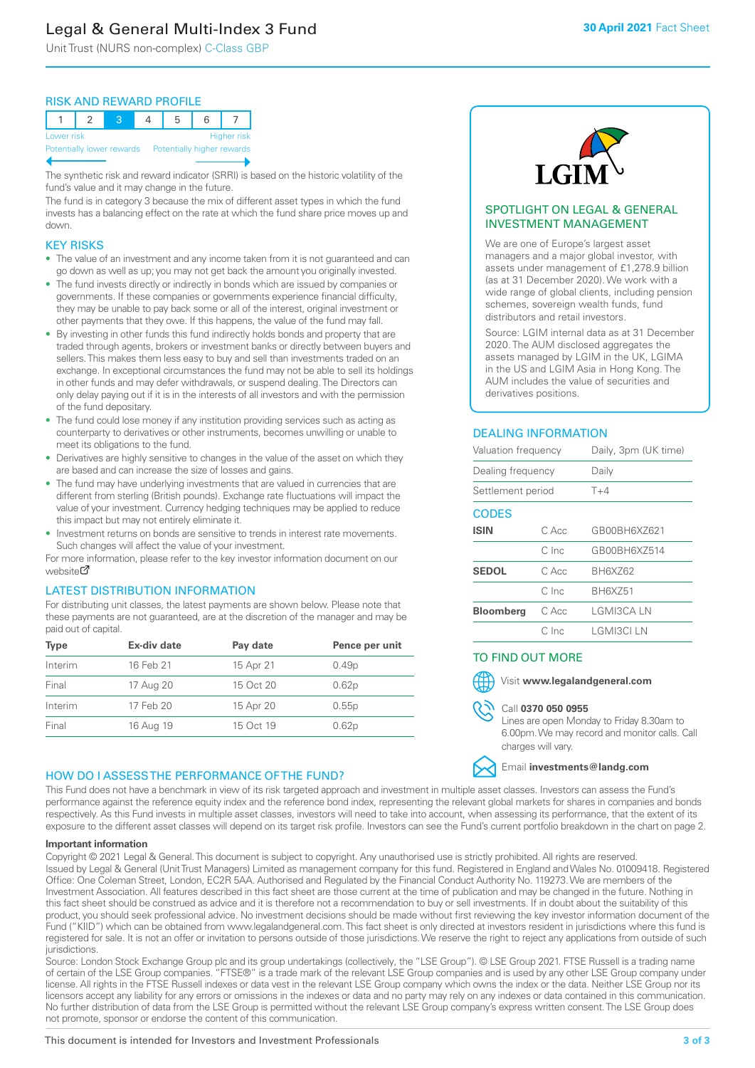# Legal & General Multi-Index 3 Fund

Unit Trust (NURS non-complex) C-Class GBP

30 April 2021 Fact Sheet

## RISK AND REWARD PROFILE

| 1 | 2 | 3 | 4 | 5 | 6 | 7 |
|---|---|---|---|---|---|---|

Lower risk — Higher risk

Potentially lower rewards — Potentially higher rewards

The synthetic risk and reward indicator (SRRI) is based on the historic volatility of the fund's value and it may change in the future.

The fund is in category 3 because the mix of different asset types in which the fund invests has a balancing effect on the rate at which the fund share price moves up and down.

## KEY RISKS

- The value of an investment and any income taken from it is not guaranteed and can go down as well as up; you may not get back the amount you originally invested.
- The fund invests directly or indirectly in bonds which are issued by companies or governments. If these companies or governments experience financial difficulty, they may be unable to pay back some or all of the interest, original investment or other payments that they owe. If this happens, the value of the fund may fall.
- By investing in other funds this fund indirectly holds bonds and property that are traded through agents, brokers or investment banks or directly between buyers and sellers. This makes them less easy to buy and sell than investments traded on an exchange. In exceptional circumstances the fund may not be able to sell its holdings in other funds and may defer withdrawals, or suspend dealing. The Directors can only delay paying out if it is in the interests of all investors and with the permission of the fund depositary.
- The fund could lose money if any institution providing services such as acting as counterparty to derivatives or other instruments, becomes unwilling or unable to meet its obligations to the fund.
- Derivatives are highly sensitive to changes in the value of the asset on which they are based and can increase the size of losses and gains.
- The fund may have underlying investments that are valued in currencies that are different from sterling (British pounds). Exchange rate fluctuations will impact the value of your investment. Currency hedging techniques may be applied to reduce this impact but may not entirely eliminate it.
- Investment returns on bonds are sensitive to trends in interest rate movements. Such changes will affect the value of your investment.

For more information, please refer to the key investor information document on our website

## LATEST DISTRIBUTION INFORMATION

For distributing unit classes, the latest payments are shown below. Please note that these payments are not guaranteed, are at the discretion of the manager and may be paid out of capital.

| Type | Ex-div date | Pay date | Pence per unit |
|---|---|---|---|
| Interim | 16 Feb 21 | 15 Apr 21 | 0.49p |
| Final | 17 Aug 20 | 15 Oct 20 | 0.62p |
| Interim | 17 Feb 20 | 15 Apr 20 | 0.55p |
| Final | 16 Aug 19 | 15 Oct 19 | 0.62p |

## SPOTLIGHT ON LEGAL & GENERAL INVESTMENT MANAGEMENT

We are one of Europe's largest asset managers and a major global investor, with assets under management of £1,278.9 billion (as at 31 December 2020). We work with a wide range of global clients, including pension schemes, sovereign wealth funds, fund distributors and retail investors.

Source: LGIM internal data as at 31 December 2020. The AUM disclosed aggregates the assets managed by LGIM in the UK, LGIMA in the US and LGIM Asia in Hong Kong. The AUM includes the value of securities and derivatives positions.

## DEALING INFORMATION

| | |
|---|---|
| Valuation frequency | Daily, 3pm (UK time) |
| Dealing frequency | Daily |
| Settlement period | T+4 |

## CODES

| | | |
|---|---|---|
| **ISIN** | C Acc | GB00BH6XZ621 |
| | C Inc | GB00BH6XZ514 |
| **SEDOL** | C Acc | BH6XZ62 |
| | C Inc | BH6XZ51 |
| **Bloomberg** | C Acc | LGMI3CA LN |
| | C Inc | LGMI3CI LN |

## TO FIND OUT MORE

Visit **www.legalandgeneral.com**

Call **0370 050 0955**
Lines are open Monday to Friday 8.30am to 6.00pm. We may record and monitor calls. Call charges will vary.

Email **investments@landg.com**

## HOW DO I ASSESS THE PERFORMANCE OF THE FUND?

This Fund does not have a benchmark in view of its risk targeted approach and investment in multiple asset classes. Investors can assess the Fund's performance against the reference equity index and the reference bond index, representing the relevant global markets for shares in companies and bonds respectively. As this Fund invests in multiple asset classes, investors will need to take into account, when assessing its performance, that the extent of its exposure to the different asset classes will depend on its target risk profile. Investors can see the Fund's current portfolio breakdown in the chart on page 2.

### Important information

Copyright © 2021 Legal & General. This document is subject to copyright. Any unauthorised use is strictly prohibited. All rights are reserved. Issued by Legal & General (Unit Trust Managers) Limited as management company for this fund. Registered in England and Wales No. 01009418. Registered Office: One Coleman Street, London, EC2R 5AA. Authorised and Regulated by the Financial Conduct Authority No. 119273. We are members of the Investment Association. All features described in this fact sheet are those current at the time of publication and may be changed in the future. Nothing in this fact sheet should be construed as advice and it is therefore not a recommendation to buy or sell investments. If in doubt about the suitability of this product, you should seek professional advice. No investment decisions should be made without first reviewing the key investor information document of the Fund ("KIID") which can be obtained from www.legalandgeneral.com. This fact sheet is only directed at investors resident in jurisdictions where this fund is registered for sale. It is not an offer or invitation to persons outside of those jurisdictions. We reserve the right to reject any applications from outside of such jurisdictions.

Source: London Stock Exchange Group plc and its group undertakings (collectively, the "LSE Group"). © LSE Group 2021. FTSE Russell is a trading name of certain of the LSE Group companies. "FTSE®" is a trade mark of the relevant LSE Group companies and is used by any other LSE Group company under license. All rights in the FTSE Russell indexes or data vest in the relevant LSE Group company which owns the index or the data. Neither LSE Group nor its licensors accept any liability for any errors or omissions in the indexes or data and no party may rely on any indexes or data contained in this communication. No further distribution of data from the LSE Group is permitted without the relevant LSE Group company's express written consent. The LSE Group does not promote, sponsor or endorse the content of this communication.

This document is intended for Investors and Investment Professionals